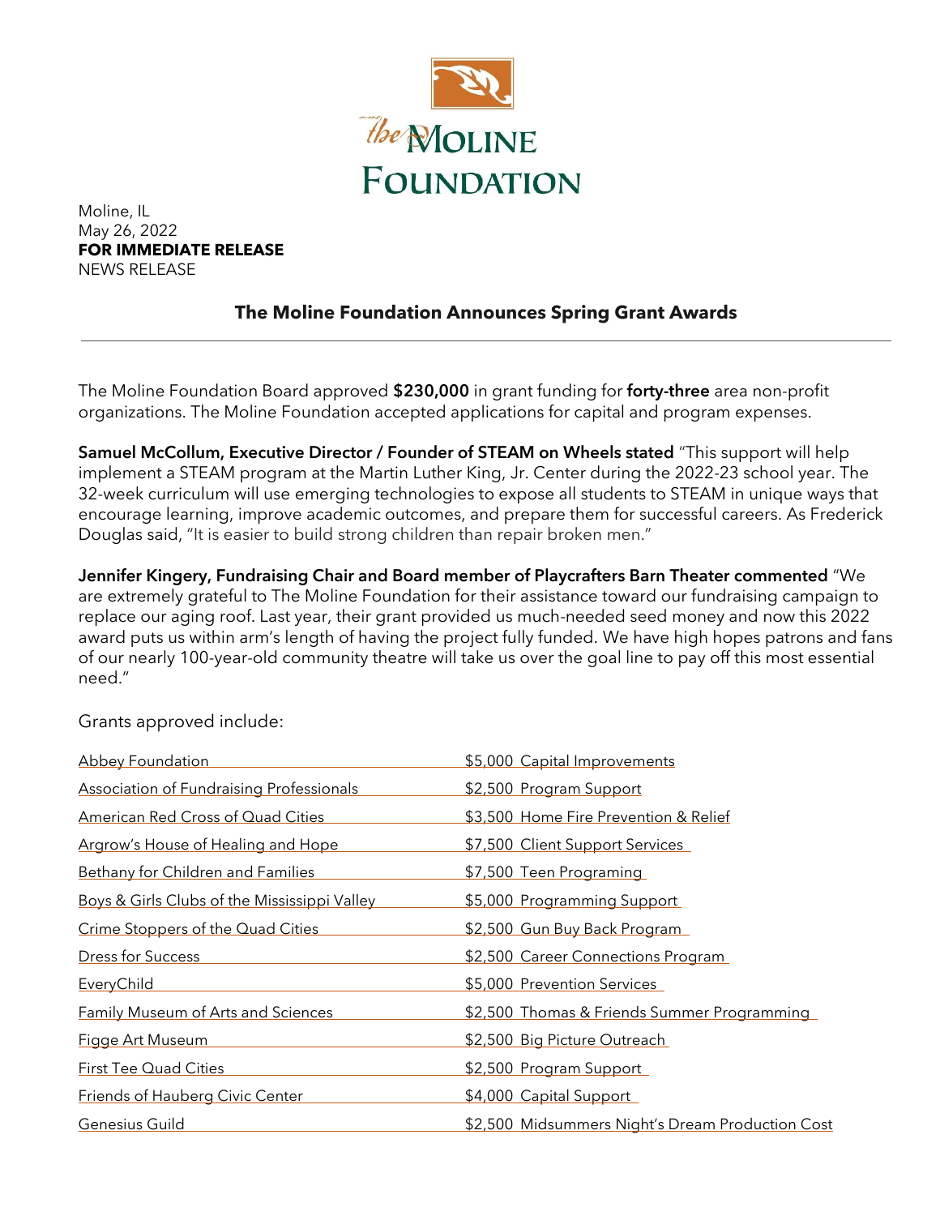the Moline Foundation

Moline, IL
May 26, 2022
**FOR IMMEDIATE RELEASE**
NEWS RELEASE

## The Moline Foundation Announces Spring Grant Awards

The Moline Foundation Board approved **$230,000** in grant funding for **forty-three** area non-profit organizations. The Moline Foundation accepted applications for capital and program expenses.

**Samuel McCollum, Executive Director / Founder of STEAM on Wheels stated** "This support will help implement a STEAM program at the Martin Luther King, Jr. Center during the 2022-23 school year. The 32-week curriculum will use emerging technologies to expose all students to STEAM in unique ways that encourage learning, improve academic outcomes, and prepare them for successful careers. As Frederick Douglas said, "It is easier to build strong children than repair broken men."

**Jennifer Kingery, Fundraising Chair and Board member of Playcrafters Barn Theater commented** "We are extremely grateful to The Moline Foundation for their assistance toward our fundraising campaign to replace our aging roof. Last year, their grant provided us much-needed seed money and now this 2022 award puts us within arm's length of having the project fully funded. We have high hopes patrons and fans of our nearly 100-year-old community theatre will take us over the goal line to pay off this most essential need."

Grants approved include:

| Organization | Grant |
|---|---|
| Abbey Foundation | $5,000 Capital Improvements |
| Association of Fundraising Professionals | $2,500 Program Support |
| American Red Cross of Quad Cities | $3,500 Home Fire Prevention & Relief |
| Argrow's House of Healing and Hope | $7,500 Client Support Services |
| Bethany for Children and Families | $7,500 Teen Programing |
| Boys & Girls Clubs of the Mississippi Valley | $5,000 Programming Support |
| Crime Stoppers of the Quad Cities | $2,500 Gun Buy Back Program |
| Dress for Success | $2,500 Career Connections Program |
| EveryChild | $5,000 Prevention Services |
| Family Museum of Arts and Sciences | $2,500 Thomas & Friends Summer Programming |
| Figge Art Museum | $2,500 Big Picture Outreach |
| First Tee Quad Cities | $2,500 Program Support |
| Friends of Hauberg Civic Center | $4,000 Capital Support |
| Genesius Guild | $2,500 Midsummers Night's Dream Production Cost |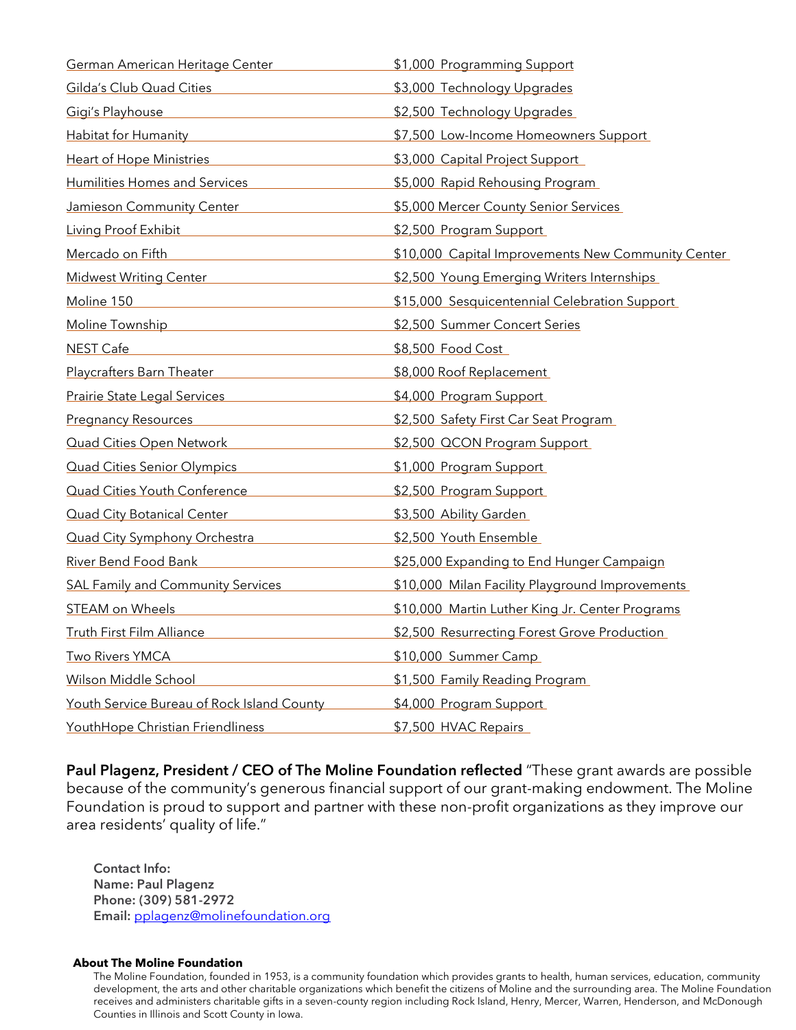| | |
|---|---|
| German American Heritage Center | $1,000 Programming Support |
| Gilda's Club Quad Cities | $3,000 Technology Upgrades |
| Gigi's Playhouse | $2,500 Technology Upgrades |
| Habitat for Humanity | $7,500 Low-Income Homeowners Support |
| Heart of Hope Ministries | $3,000 Capital Project Support |
| Humilities Homes and Services | $5,000 Rapid Rehousing Program |
| Jamieson Community Center | $5,000 Mercer County Senior Services |
| Living Proof Exhibit | $2,500 Program Support |
| Mercado on Fifth | $10,000 Capital Improvements New Community Center |
| Midwest Writing Center | $2,500 Young Emerging Writers Internships |
| Moline 150 | $15,000 Sesquicentennial Celebration Support |
| Moline Township | $2,500 Summer Concert Series |
| NEST Cafe | $8,500 Food Cost |
| Playcrafters Barn Theater | $8,000 Roof Replacement |
| Prairie State Legal Services | $4,000 Program Support |
| Pregnancy Resources | $2,500 Safety First Car Seat Program |
| Quad Cities Open Network | $2,500 QCON Program Support |
| Quad Cities Senior Olympics | $1,000 Program Support |
| Quad Cities Youth Conference | $2,500 Program Support |
| Quad City Botanical Center | $3,500 Ability Garden |
| Quad City Symphony Orchestra | $2,500 Youth Ensemble |
| River Bend Food Bank | $25,000 Expanding to End Hunger Campaign |
| SAL Family and Community Services | $10,000 Milan Facility Playground Improvements |
| STEAM on Wheels | $10,000 Martin Luther King Jr. Center Programs |
| Truth First Film Alliance | $2,500 Resurrecting Forest Grove Production |
| Two Rivers YMCA | $10,000 Summer Camp |
| Wilson Middle School | $1,500 Family Reading Program |
| Youth Service Bureau of Rock Island County | $4,000 Program Support |
| YouthHope Christian Friendliness | $7,500 HVAC Repairs |

**Paul Plagenz, President / CEO of The Moline Foundation reflected** "These grant awards are possible because of the community's generous financial support of our grant-making endowment. The Moline Foundation is proud to support and partner with these non-profit organizations as they improve our area residents' quality of life."

**Contact Info:**
**Name: Paul Plagenz**
**Phone: (309) 581-2972**
**Email:** pplagenz@molinefoundation.org

**About The Moline Foundation**

The Moline Foundation, founded in 1953, is a community foundation which provides grants to health, human services, education, community development, the arts and other charitable organizations which benefit the citizens of Moline and the surrounding area. The Moline Foundation receives and administers charitable gifts in a seven-county region including Rock Island, Henry, Mercer, Warren, Henderson, and McDonough Counties in Illinois and Scott County in Iowa.